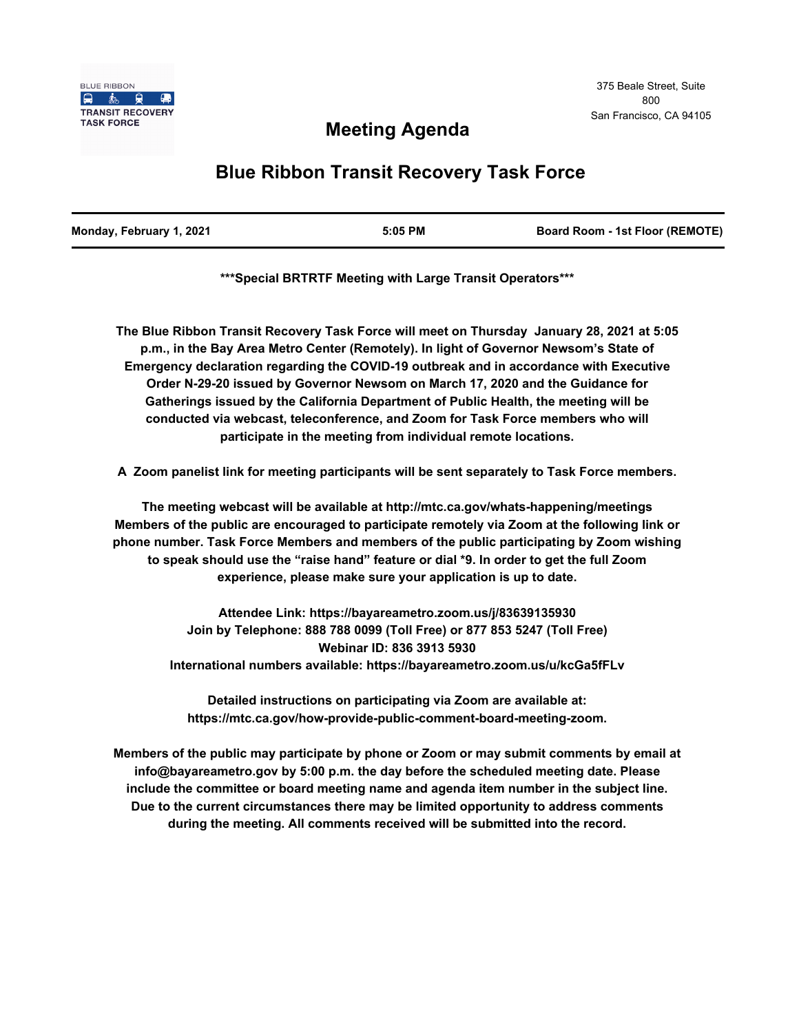BLUE RIBBON
TRANSIT RECOVERY
TASK FORCE

375 Beale Street, Suite 800
San Francisco, CA 94105

# Meeting Agenda

## Blue Ribbon Transit Recovery Task Force

| Monday, February 1, 2021 | 5:05 PM | Board Room - 1st Floor (REMOTE) |
|---|---|---|

**\*\*\*Special BRTRTF Meeting with Large Transit Operators\*\*\***

**The Blue Ribbon Transit Recovery Task Force will meet on Thursday January 28, 2021 at 5:05 p.m., in the Bay Area Metro Center (Remotely). In light of Governor Newsom's State of Emergency declaration regarding the COVID-19 outbreak and in accordance with Executive Order N-29-20 issued by Governor Newsom on March 17, 2020 and the Guidance for Gatherings issued by the California Department of Public Health, the meeting will be conducted via webcast, teleconference, and Zoom for Task Force members who will participate in the meeting from individual remote locations.**

**A Zoom panelist link for meeting participants will be sent separately to Task Force members.**

**The meeting webcast will be available at http://mtc.ca.gov/whats-happening/meetings Members of the public are encouraged to participate remotely via Zoom at the following link or phone number. Task Force Members and members of the public participating by Zoom wishing to speak should use the "raise hand" feature or dial *9. In order to get the full Zoom experience, please make sure your application is up to date.**

**Attendee Link: https://bayareametro.zoom.us/j/83639135930**
**Join by Telephone: 888 788 0099 (Toll Free) or 877 853 5247 (Toll Free)**
**Webinar ID: 836 3913 5930**
**International numbers available: https://bayareametro.zoom.us/u/kcGa5fFLv**

**Detailed instructions on participating via Zoom are available at: https://mtc.ca.gov/how-provide-public-comment-board-meeting-zoom.**

**Members of the public may participate by phone or Zoom or may submit comments by email at info@bayareametro.gov by 5:00 p.m. the day before the scheduled meeting date. Please include the committee or board meeting name and agenda item number in the subject line. Due to the current circumstances there may be limited opportunity to address comments during the meeting. All comments received will be submitted into the record.**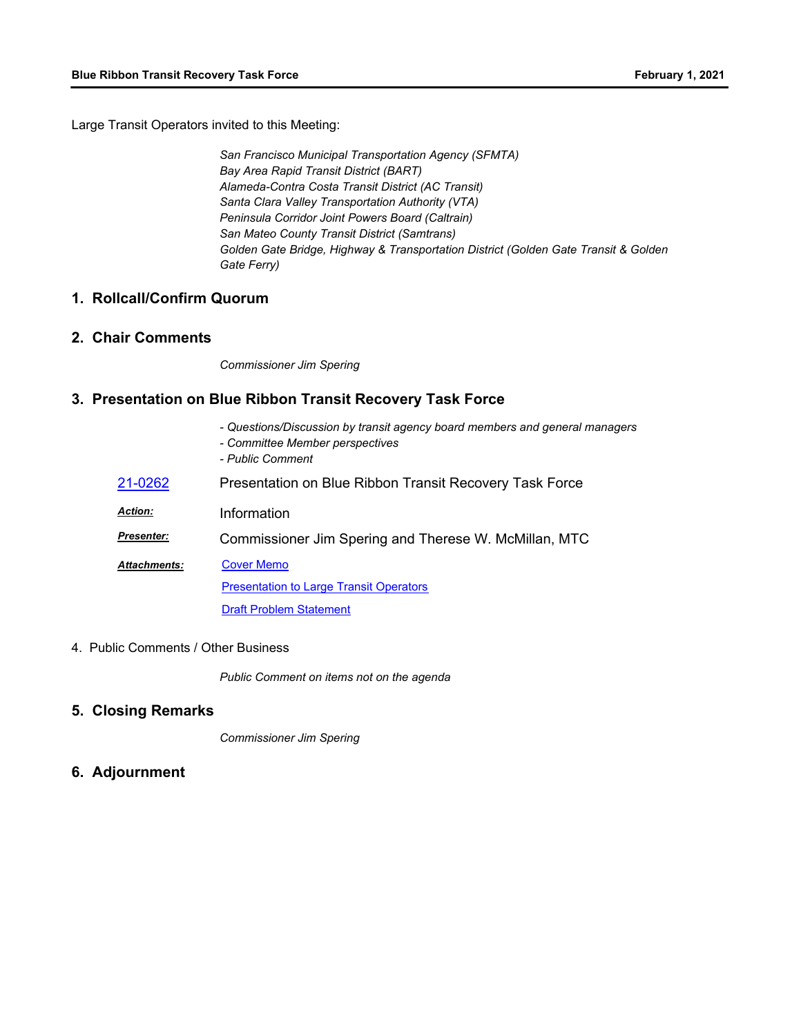Large Transit Operators invited to this Meeting:

*San Francisco Municipal Transportation Agency (SFMTA)*
*Bay Area Rapid Transit District (BART)*
*Alameda-Contra Costa Transit District (AC Transit)*
*Santa Clara Valley Transportation Authority (VTA)*
*Peninsula Corridor Joint Powers Board (Caltrain)*
*San Mateo County Transit District (Samtrans)*
*Golden Gate Bridge, Highway & Transportation District (Golden Gate Transit & Golden Gate Ferry)*

## 1. Rollcall/Confirm Quorum

## 2. Chair Comments

*Commissioner Jim Spering*

## 3. Presentation on Blue Ribbon Transit Recovery Task Force

*- Questions/Discussion by transit agency board members and general managers*
*- Committee Member perspectives*
*- Public Comment*

21-0262 Presentation on Blue Ribbon Transit Recovery Task Force

***Action:*** Information

***Presenter:*** Commissioner Jim Spering and Therese W. McMillan, MTC

***Attachments:*** Cover Memo
Presentation to Large Transit Operators
Draft Problem Statement

4. Public Comments / Other Business

*Public Comment on items not on the agenda*

## 5. Closing Remarks

*Commissioner Jim Spering*

## 6. Adjournment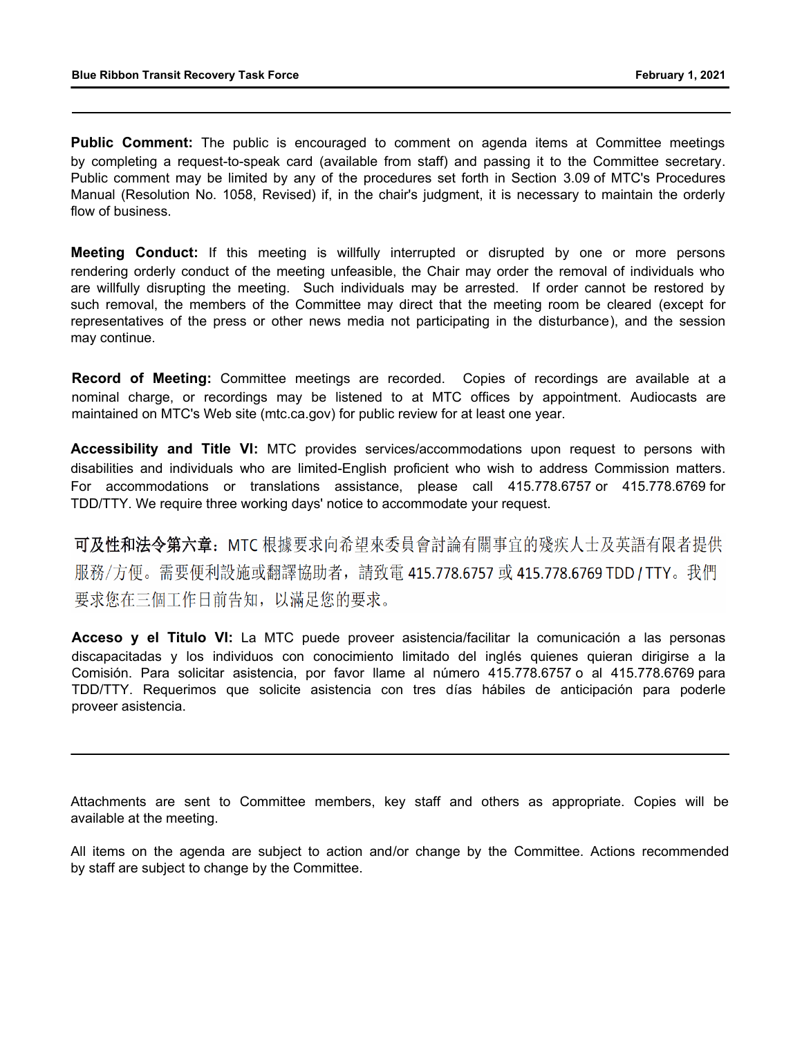**Public Comment:** The public is encouraged to comment on agenda items at Committee meetings by completing a request-to-speak card (available from staff) and passing it to the Committee secretary. Public comment may be limited by any of the procedures set forth in Section 3.09 of MTC's Procedures Manual (Resolution No. 1058, Revised) if, in the chair's judgment, it is necessary to maintain the orderly flow of business.

**Meeting Conduct:** If this meeting is willfully interrupted or disrupted by one or more persons rendering orderly conduct of the meeting unfeasible, the Chair may order the removal of individuals who are willfully disrupting the meeting. Such individuals may be arrested. If order cannot be restored by such removal, the members of the Committee may direct that the meeting room be cleared (except for representatives of the press or other news media not participating in the disturbance), and the session may continue.

**Record of Meeting:** Committee meetings are recorded. Copies of recordings are available at a nominal charge, or recordings may be listened to at MTC offices by appointment. Audiocasts are maintained on MTC's Web site (mtc.ca.gov) for public review for at least one year.

**Accessibility and Title VI:** MTC provides services/accommodations upon request to persons with disabilities and individuals who are limited-English proficient who wish to address Commission matters. For accommodations or translations assistance, please call 415.778.6757 or 415.778.6769 for TDD/TTY. We require three working days' notice to accommodate your request.

**可及性和法令第六章**：MTC 根據要求向希望來委員會討論有關事宜的殘疾人士及英語有限者提供服務/方便。需要便利設施或翻譯協助者，請致電 415.778.6757 或 415.778.6769 TDD / TTY。我們要求您在三個工作日前告知，以滿足您的要求。

**Acceso y el Titulo VI:** La MTC puede proveer asistencia/facilitar la comunicación a las personas discapacitadas y los individuos con conocimiento limitado del inglés quienes quieran dirigirse a la Comisión. Para solicitar asistencia, por favor llame al número 415.778.6757 o al 415.778.6769 para TDD/TTY. Requerimos que solicite asistencia con tres días hábiles de anticipación para poderle proveer asistencia.

---

Attachments are sent to Committee members, key staff and others as appropriate. Copies will be available at the meeting.

All items on the agenda are subject to action and/or change by the Committee. Actions recommended by staff are subject to change by the Committee.